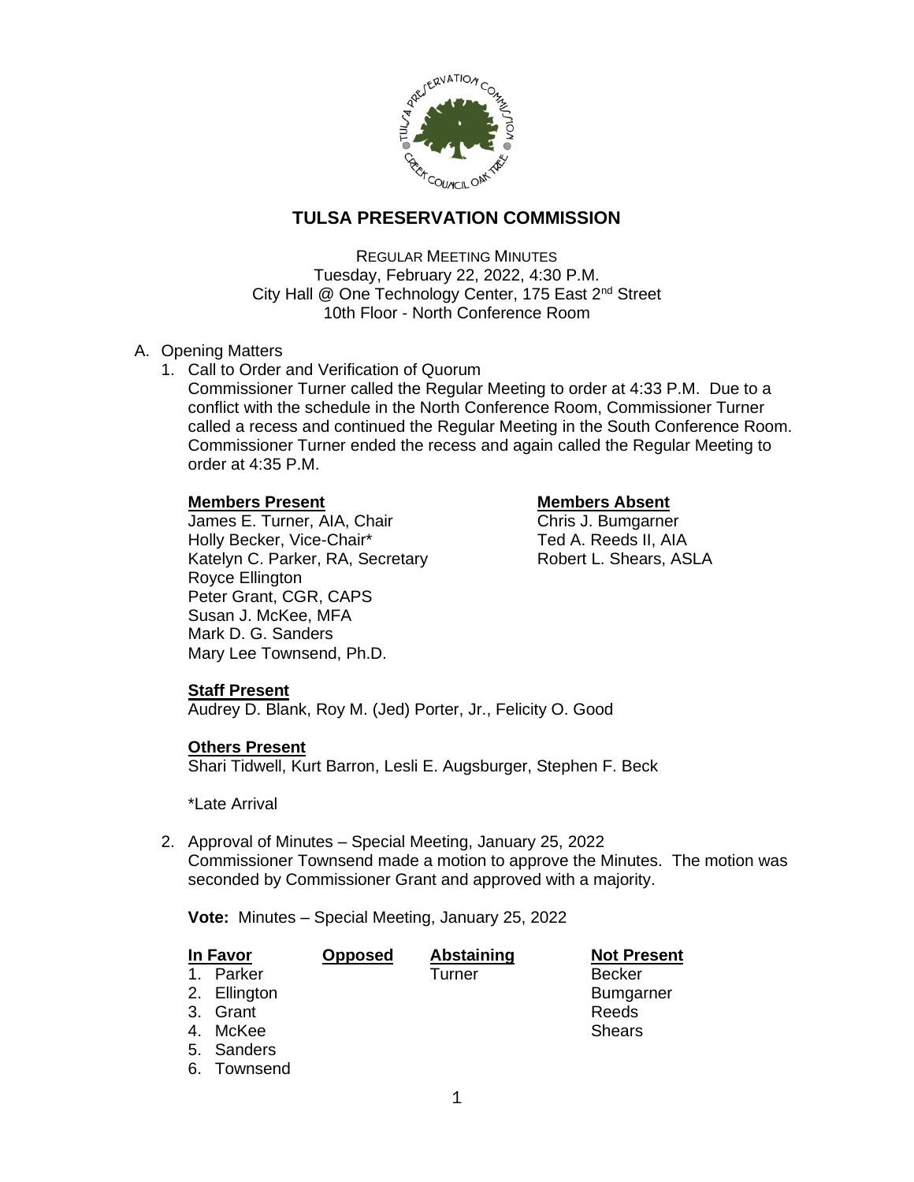# TULSA PRESERVATION COMMISSION

REGULAR MEETING MINUTES
Tuesday, February 22, 2022, 4:30 P.M.
City Hall @ One Technology Center, 175 East 2nd Street
10th Floor - North Conference Room

A. Opening Matters

1. Call to Order and Verification of Quorum
   Commissioner Turner called the Regular Meeting to order at 4:33 P.M. Due to a conflict with the schedule in the North Conference Room, Commissioner Turner called a recess and continued the Regular Meeting in the South Conference Room. Commissioner Turner ended the recess and again called the Regular Meeting to order at 4:35 P.M.

   **Members Present**
   James E. Turner, AIA, Chair
   Holly Becker, Vice-Chair*
   Katelyn C. Parker, RA, Secretary
   Royce Ellington
   Peter Grant, CGR, CAPS
   Susan J. McKee, MFA
   Mark D. G. Sanders
   Mary Lee Townsend, Ph.D.

   **Members Absent**
   Chris J. Bumgarner
   Ted A. Reeds II, AIA
   Robert L. Shears, ASLA

   **Staff Present**
   Audrey D. Blank, Roy M. (Jed) Porter, Jr., Felicity O. Good

   **Others Present**
   Shari Tidwell, Kurt Barron, Lesli E. Augsburger, Stephen F. Beck

   *Late Arrival

2. Approval of Minutes – Special Meeting, January 25, 2022
   Commissioner Townsend made a motion to approve the Minutes. The motion was seconded by Commissioner Grant and approved with a majority.

   **Vote:** Minutes – Special Meeting, January 25, 2022

| In Favor | Opposed | Abstaining | Not Present |
|---|---|---|---|
| 1. Parker | | Turner | Becker |
| 2. Ellington | | | Bumgarner |
| 3. Grant | | | Reeds |
| 4. McKee | | | Shears |
| 5. Sanders | | | |
| 6. Townsend | | | |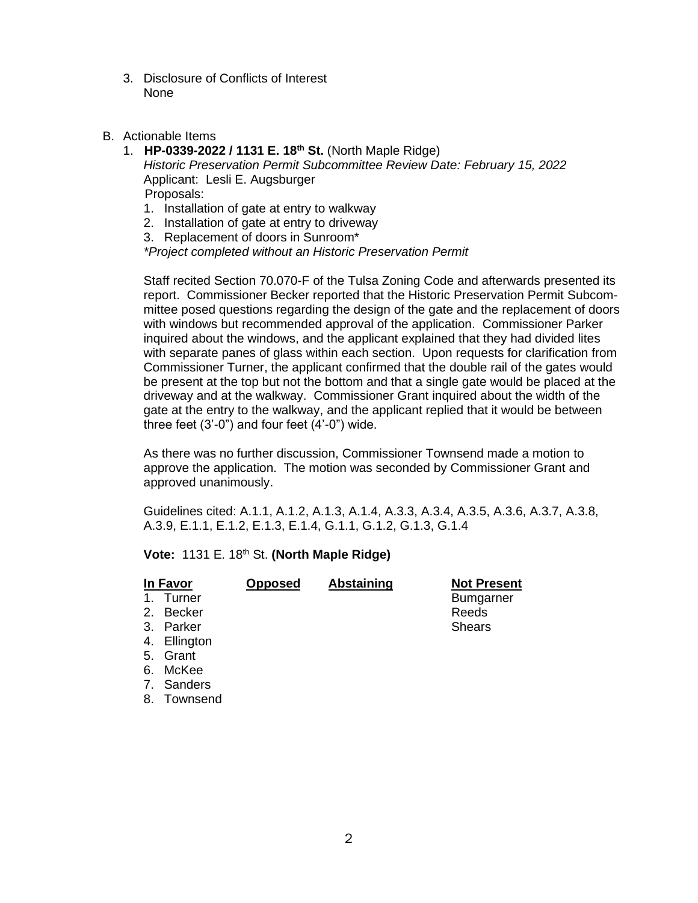3. Disclosure of Conflicts of Interest
   None

B. Actionable Items

1. **HP-0339-2022 / 1131 E. 18th St.** (North Maple Ridge)
   *Historic Preservation Permit Subcommittee Review Date: February 15, 2022*
   Applicant: Lesli E. Augsburger
   Proposals:
   1. Installation of gate at entry to walkway
   2. Installation of gate at entry to driveway
   3. Replacement of doors in Sunroom*

   *\*Project completed without an Historic Preservation Permit*

   Staff recited Section 70.070-F of the Tulsa Zoning Code and afterwards presented its report. Commissioner Becker reported that the Historic Preservation Permit Subcommittee posed questions regarding the design of the gate and the replacement of doors with windows but recommended approval of the application. Commissioner Parker inquired about the windows, and the applicant explained that they had divided lites with separate panes of glass within each section. Upon requests for clarification from Commissioner Turner, the applicant confirmed that the double rail of the gates would be present at the top but not the bottom and that a single gate would be placed at the driveway and at the walkway. Commissioner Grant inquired about the width of the gate at the entry to the walkway, and the applicant replied that it would be between three feet (3'-0") and four feet (4'-0") wide.

   As there was no further discussion, Commissioner Townsend made a motion to approve the application. The motion was seconded by Commissioner Grant and approved unanimously.

   Guidelines cited: A.1.1, A.1.2, A.1.3, A.1.4, A.3.3, A.3.4, A.3.5, A.3.6, A.3.7, A.3.8, A.3.9, E.1.1, E.1.2, E.1.3, E.1.4, G.1.1, G.1.2, G.1.3, G.1.4

   **Vote:** 1131 E. 18th St. **(North Maple Ridge)**

| In Favor | Opposed | Abstaining | Not Present |
|---|---|---|---|
| 1. Turner | | | Bumgarner |
| 2. Becker | | | Reeds |
| 3. Parker | | | Shears |
| 4. Ellington | | | |
| 5. Grant | | | |
| 6. McKee | | | |
| 7. Sanders | | | |
| 8. Townsend | | | |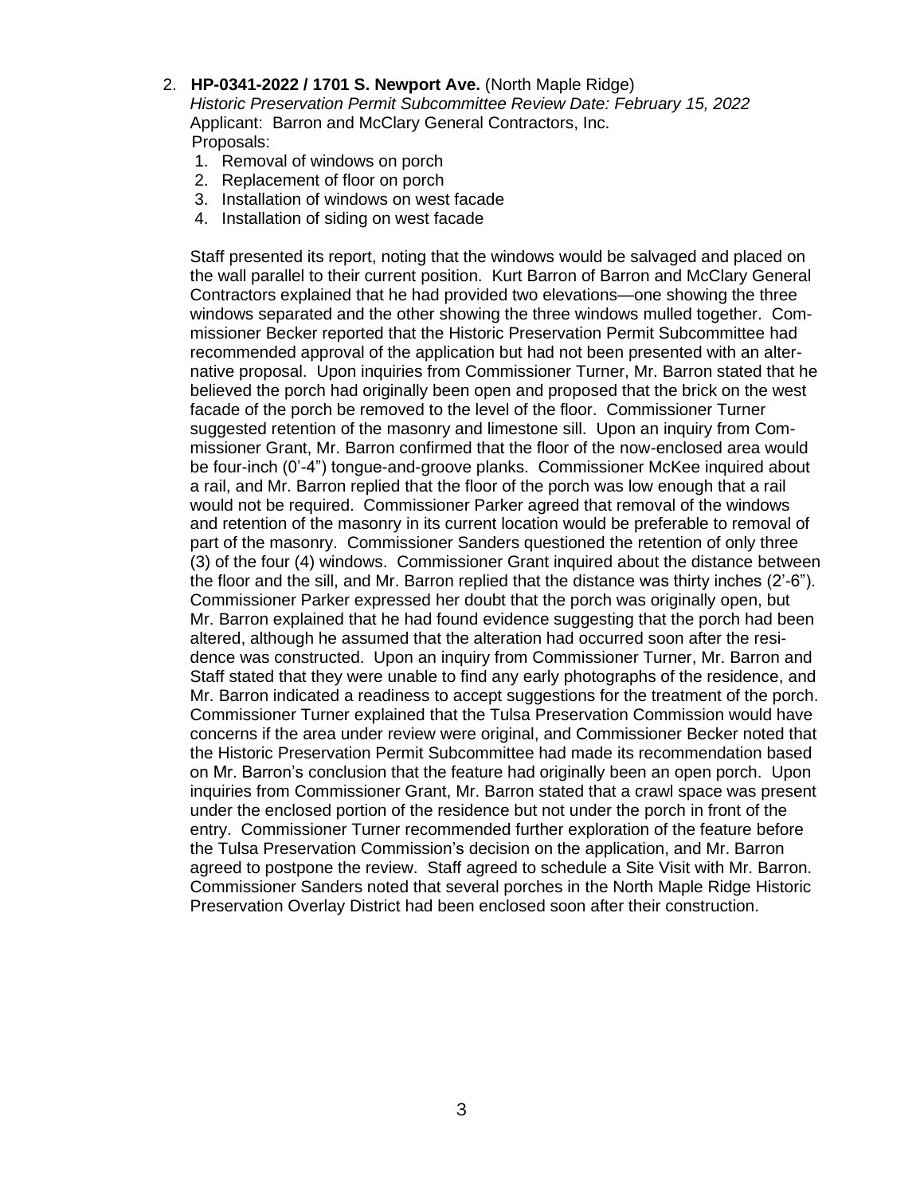2. **HP-0341-2022 / 1701 S. Newport Ave.** (North Maple Ridge)
   *Historic Preservation Permit Subcommittee Review Date: February 15, 2022*
   Applicant: Barron and McClary General Contractors, Inc.
   Proposals:
   1. Removal of windows on porch
   2. Replacement of floor on porch
   3. Installation of windows on west facade
   4. Installation of siding on west facade

   Staff presented its report, noting that the windows would be salvaged and placed on the wall parallel to their current position. Kurt Barron of Barron and McClary General Contractors explained that he had provided two elevations—one showing the three windows separated and the other showing the three windows mulled together. Commissioner Becker reported that the Historic Preservation Permit Subcommittee had recommended approval of the application but had not been presented with an alternative proposal. Upon inquiries from Commissioner Turner, Mr. Barron stated that he believed the porch had originally been open and proposed that the brick on the west facade of the porch be removed to the level of the floor. Commissioner Turner suggested retention of the masonry and limestone sill. Upon an inquiry from Commissioner Grant, Mr. Barron confirmed that the floor of the now-enclosed area would be four-inch (0'-4") tongue-and-groove planks. Commissioner McKee inquired about a rail, and Mr. Barron replied that the floor of the porch was low enough that a rail would not be required. Commissioner Parker agreed that removal of the windows and retention of the masonry in its current location would be preferable to removal of part of the masonry. Commissioner Sanders questioned the retention of only three (3) of the four (4) windows. Commissioner Grant inquired about the distance between the floor and the sill, and Mr. Barron replied that the distance was thirty inches (2'-6"). Commissioner Parker expressed her doubt that the porch was originally open, but Mr. Barron explained that he had found evidence suggesting that the porch had been altered, although he assumed that the alteration had occurred soon after the residence was constructed. Upon an inquiry from Commissioner Turner, Mr. Barron and Staff stated that they were unable to find any early photographs of the residence, and Mr. Barron indicated a readiness to accept suggestions for the treatment of the porch. Commissioner Turner explained that the Tulsa Preservation Commission would have concerns if the area under review were original, and Commissioner Becker noted that the Historic Preservation Permit Subcommittee had made its recommendation based on Mr. Barron's conclusion that the feature had originally been an open porch. Upon inquiries from Commissioner Grant, Mr. Barron stated that a crawl space was present under the enclosed portion of the residence but not under the porch in front of the entry. Commissioner Turner recommended further exploration of the feature before the Tulsa Preservation Commission's decision on the application, and Mr. Barron agreed to postpone the review. Staff agreed to schedule a Site Visit with Mr. Barron. Commissioner Sanders noted that several porches in the North Maple Ridge Historic Preservation Overlay District had been enclosed soon after their construction.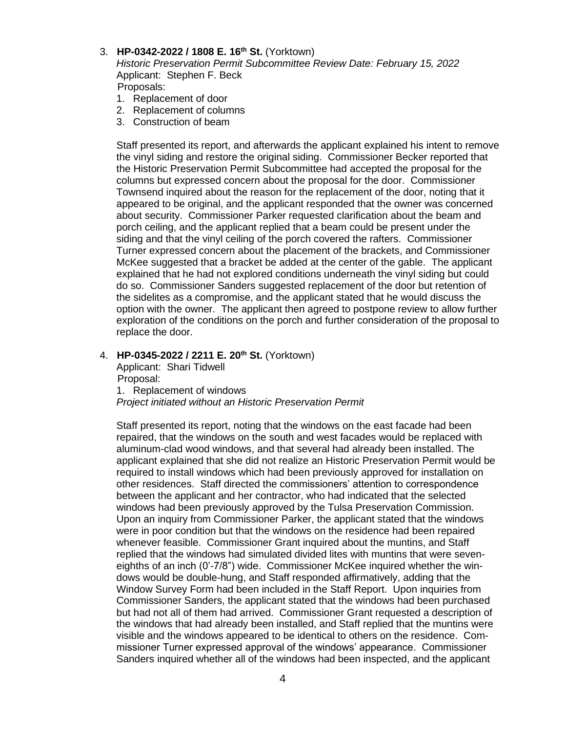3. **HP-0342-2022 / 1808 E. 16th St.** (Yorktown)
   *Historic Preservation Permit Subcommittee Review Date: February 15, 2022*
   Applicant: Stephen F. Beck
   Proposals:
   1. Replacement of door
   2. Replacement of columns
   3. Construction of beam

   Staff presented its report, and afterwards the applicant explained his intent to remove the vinyl siding and restore the original siding. Commissioner Becker reported that the Historic Preservation Permit Subcommittee had accepted the proposal for the columns but expressed concern about the proposal for the door. Commissioner Townsend inquired about the reason for the replacement of the door, noting that it appeared to be original, and the applicant responded that the owner was concerned about security. Commissioner Parker requested clarification about the beam and porch ceiling, and the applicant replied that a beam could be present under the siding and that the vinyl ceiling of the porch covered the rafters. Commissioner Turner expressed concern about the placement of the brackets, and Commissioner McKee suggested that a bracket be added at the center of the gable. The applicant explained that he had not explored conditions underneath the vinyl siding but could do so. Commissioner Sanders suggested replacement of the door but retention of the sidelites as a compromise, and the applicant stated that he would discuss the option with the owner. The applicant then agreed to postpone review to allow further exploration of the conditions on the porch and further consideration of the proposal to replace the door.

4. **HP-0345-2022 / 2211 E. 20th St.** (Yorktown)
   Applicant: Shari Tidwell
   Proposal:
   1. Replacement of windows
   *Project initiated without an Historic Preservation Permit*

   Staff presented its report, noting that the windows on the east facade had been repaired, that the windows on the south and west facades would be replaced with aluminum-clad wood windows, and that several had already been installed. The applicant explained that she did not realize an Historic Preservation Permit would be required to install windows which had been previously approved for installation on other residences. Staff directed the commissioners' attention to correspondence between the applicant and her contractor, who had indicated that the selected windows had been previously approved by the Tulsa Preservation Commission. Upon an inquiry from Commissioner Parker, the applicant stated that the windows were in poor condition but that the windows on the residence had been repaired whenever feasible. Commissioner Grant inquired about the muntins, and Staff replied that the windows had simulated divided lites with muntins that were seven-eighths of an inch (0'-7/8") wide. Commissioner McKee inquired whether the windows would be double-hung, and Staff responded affirmatively, adding that the Window Survey Form had been included in the Staff Report. Upon inquiries from Commissioner Sanders, the applicant stated that the windows had been purchased but had not all of them had arrived. Commissioner Grant requested a description of the windows that had already been installed, and Staff replied that the muntins were visible and the windows appeared to be identical to others on the residence. Commissioner Turner expressed approval of the windows' appearance. Commissioner Sanders inquired whether all of the windows had been inspected, and the applicant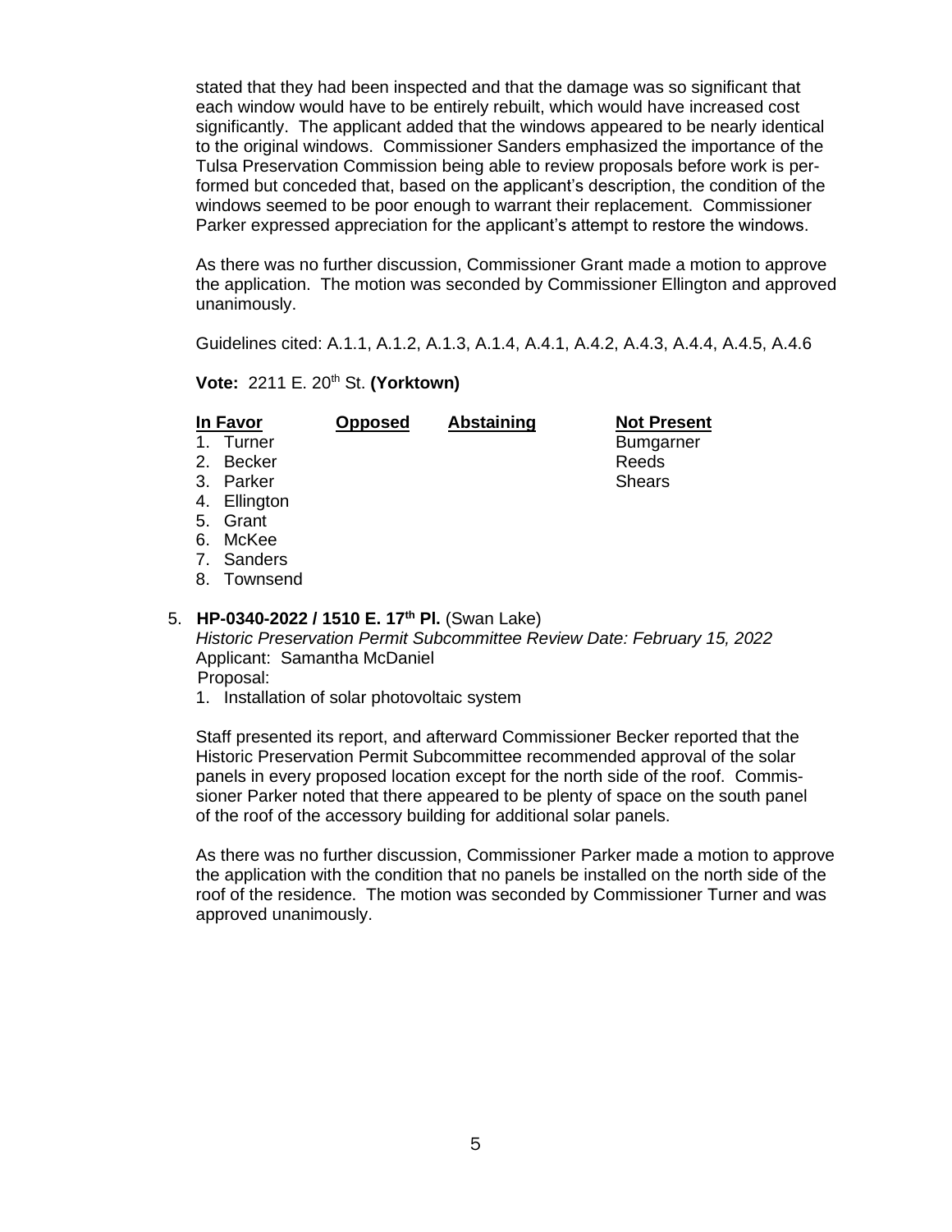stated that they had been inspected and that the damage was so significant that each window would have to be entirely rebuilt, which would have increased cost significantly. The applicant added that the windows appeared to be nearly identical to the original windows. Commissioner Sanders emphasized the importance of the Tulsa Preservation Commission being able to review proposals before work is performed but conceded that, based on the applicant's description, the condition of the windows seemed to be poor enough to warrant their replacement. Commissioner Parker expressed appreciation for the applicant's attempt to restore the windows.

As there was no further discussion, Commissioner Grant made a motion to approve the application. The motion was seconded by Commissioner Ellington and approved unanimously.

Guidelines cited: A.1.1, A.1.2, A.1.3, A.1.4, A.4.1, A.4.2, A.4.3, A.4.4, A.4.5, A.4.6

**Vote:** 2211 E. 20th St. **(Yorktown)**

| In Favor | Opposed | Abstaining | Not Present |
|---|---|---|---|
| 1. Turner | | | Bumgarner |
| 2. Becker | | | Reeds |
| 3. Parker | | | Shears |
| 4. Ellington | | | |
| 5. Grant | | | |
| 6. McKee | | | |
| 7. Sanders | | | |
| 8. Townsend | | | |

5. **HP-0340-2022 / 1510 E. 17th Pl.** (Swan Lake)
   *Historic Preservation Permit Subcommittee Review Date: February 15, 2022*
   Applicant: Samantha McDaniel
   Proposal:
   1. Installation of solar photovoltaic system

   Staff presented its report, and afterward Commissioner Becker reported that the Historic Preservation Permit Subcommittee recommended approval of the solar panels in every proposed location except for the north side of the roof. Commissioner Parker noted that there appeared to be plenty of space on the south panel of the roof of the accessory building for additional solar panels.

   As there was no further discussion, Commissioner Parker made a motion to approve the application with the condition that no panels be installed on the north side of the roof of the residence. The motion was seconded by Commissioner Turner and was approved unanimously.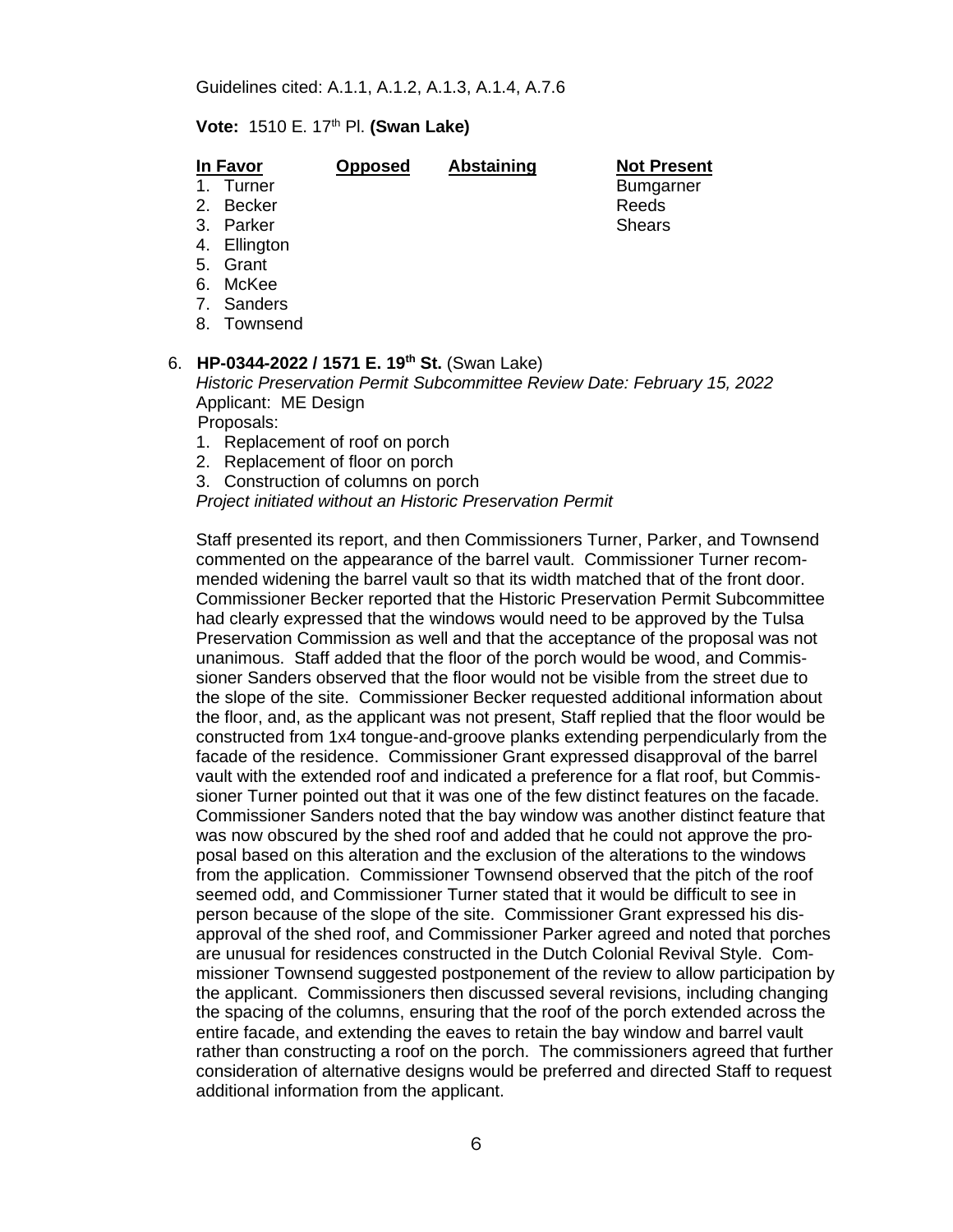Guidelines cited: A.1.1, A.1.2, A.1.3, A.1.4, A.7.6

**Vote:** 1510 E. 17th Pl. **(Swan Lake)**

| **In Favor** | **Opposed** | **Abstaining** | **Not Present** |
|---|---|---|---|
| 1. Turner | | | Bumgarner |
| 2. Becker | | | Reeds |
| 3. Parker | | | Shears |
| 4. Ellington | | | |
| 5. Grant | | | |
| 6. McKee | | | |
| 7. Sanders | | | |
| 8. Townsend | | | |

6. **HP-0344-2022 / 1571 E. 19th St.** (Swan Lake)
   *Historic Preservation Permit Subcommittee Review Date: February 15, 2022*
   Applicant: ME Design
   Proposals:
   1. Replacement of roof on porch
   2. Replacement of floor on porch
   3. Construction of columns on porch

   *Project initiated without an Historic Preservation Permit*

   Staff presented its report, and then Commissioners Turner, Parker, and Townsend commented on the appearance of the barrel vault. Commissioner Turner recommended widening the barrel vault so that its width matched that of the front door. Commissioner Becker reported that the Historic Preservation Permit Subcommittee had clearly expressed that the windows would need to be approved by the Tulsa Preservation Commission as well and that the acceptance of the proposal was not unanimous. Staff added that the floor of the porch would be wood, and Commissioner Sanders observed that the floor would not be visible from the street due to the slope of the site. Commissioner Becker requested additional information about the floor, and, as the applicant was not present, Staff replied that the floor would be constructed from 1x4 tongue-and-groove planks extending perpendicularly from the facade of the residence. Commissioner Grant expressed disapproval of the barrel vault with the extended roof and indicated a preference for a flat roof, but Commissioner Turner pointed out that it was one of the few distinct features on the facade. Commissioner Sanders noted that the bay window was another distinct feature that was now obscured by the shed roof and added that he could not approve the proposal based on this alteration and the exclusion of the alterations to the windows from the application. Commissioner Townsend observed that the pitch of the roof seemed odd, and Commissioner Turner stated that it would be difficult to see in person because of the slope of the site. Commissioner Grant expressed his disapproval of the shed roof, and Commissioner Parker agreed and noted that porches are unusual for residences constructed in the Dutch Colonial Revival Style. Commissioner Townsend suggested postponement of the review to allow participation by the applicant. Commissioners then discussed several revisions, including changing the spacing of the columns, ensuring that the roof of the porch extended across the entire facade, and extending the eaves to retain the bay window and barrel vault rather than constructing a roof on the porch. The commissioners agreed that further consideration of alternative designs would be preferred and directed Staff to request additional information from the applicant.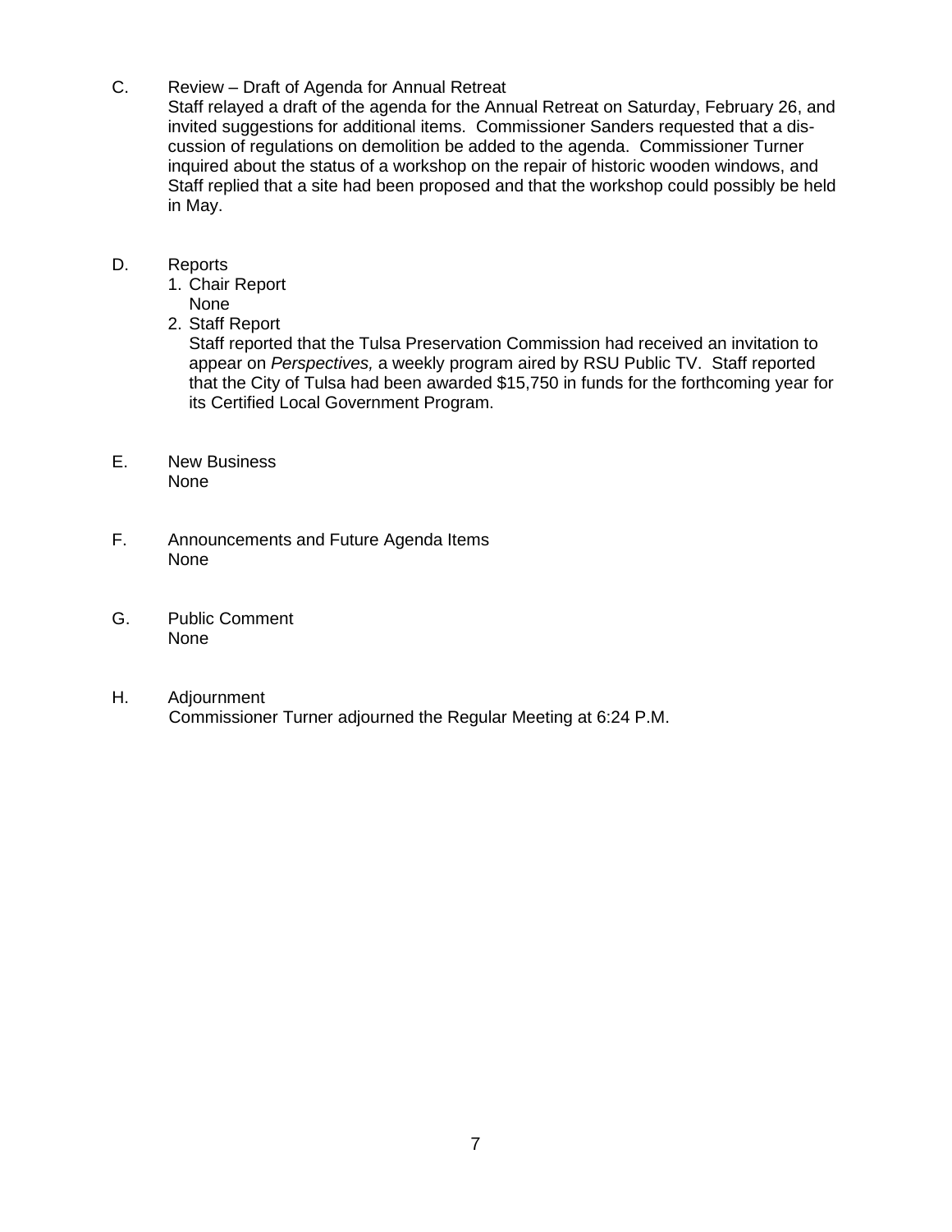C. Review – Draft of Agenda for Annual Retreat

Staff relayed a draft of the agenda for the Annual Retreat on Saturday, February 26, and invited suggestions for additional items. Commissioner Sanders requested that a discussion of regulations on demolition be added to the agenda. Commissioner Turner inquired about the status of a workshop on the repair of historic wooden windows, and Staff replied that a site had been proposed and that the workshop could possibly be held in May.

D. Reports

1. Chair Report

   None

2. Staff Report

   Staff reported that the Tulsa Preservation Commission had received an invitation to appear on *Perspectives,* a weekly program aired by RSU Public TV. Staff reported that the City of Tulsa had been awarded $15,750 in funds for the forthcoming year for its Certified Local Government Program.

E. New Business

None

F. Announcements and Future Agenda Items

None

G. Public Comment

None

H. Adjournment

Commissioner Turner adjourned the Regular Meeting at 6:24 P.M.